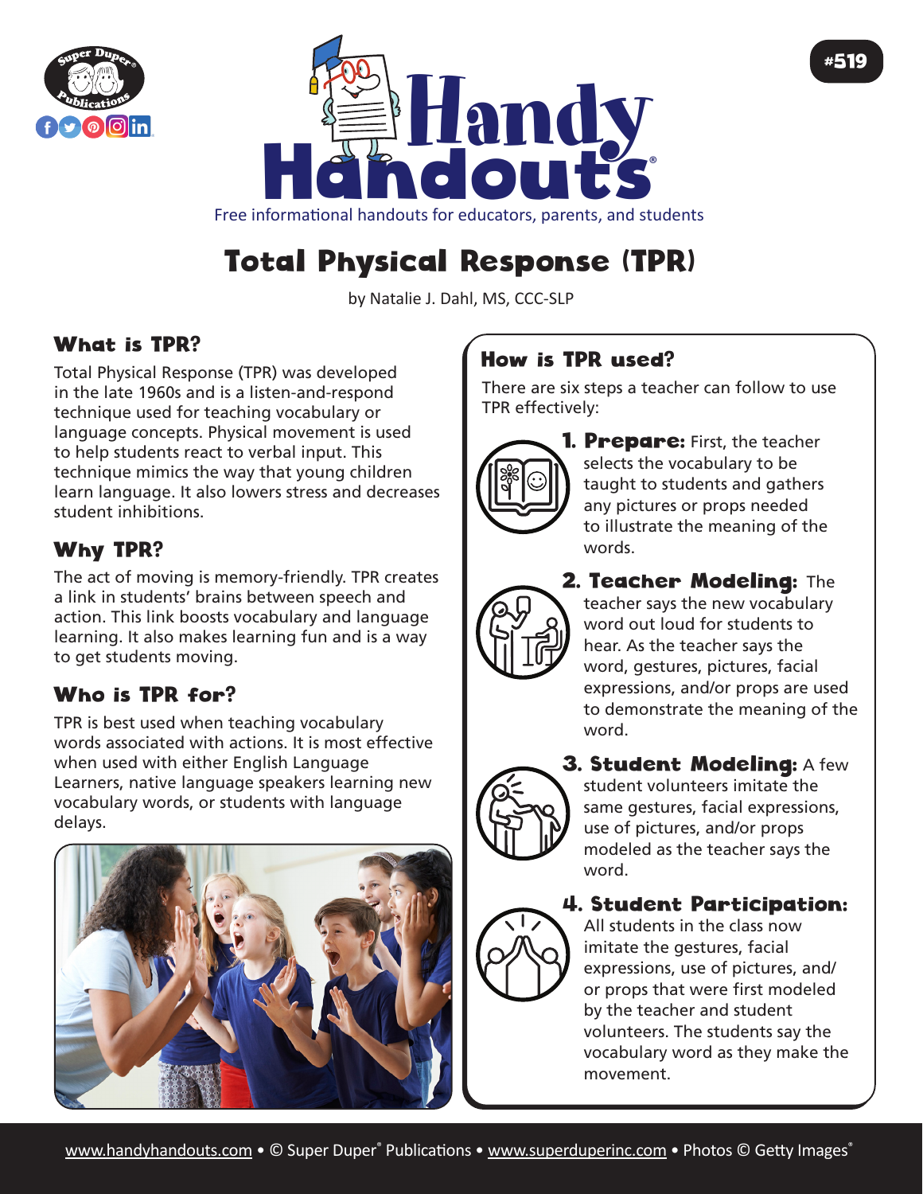# Total Physical Response (TPR)

by Natalie J. Dahl, MS, CCC-SLP

## What is TPR?

Total Physical Response (TPR) was developed in the late 1960s and is a listen-and-respond technique used for teaching vocabulary or language concepts. Physical movement is used to help students react to verbal input. This technique mimics the way that young children learn language. It also lowers stress and decreases student inhibitions.

## Why TPR?

The act of moving is memory-friendly. TPR creates a link in students' brains between speech and action. This link boosts vocabulary and language learning. It also makes learning fun and is a way to get students moving.

## Who is TPR for?

TPR is best used when teaching vocabulary words associated with actions. It is most effective when used with either English Language Learners, native language speakers learning new vocabulary words, or students with language delays.

## How is TPR used?

There are six steps a teacher can follow to use TPR effectively:

1. **Prepare:** First, the teacher selects the vocabulary to be taught to students and gathers any pictures or props needed to illustrate the meaning of the words.
2. **Teacher Modeling:** The teacher says the new vocabulary word out loud for students to hear. As the teacher says the word, gestures, pictures, facial expressions, and/or props are used to demonstrate the meaning of the word.
3. **Student Modeling:** A few student volunteers imitate the same gestures, facial expressions, use of pictures, and/or props modeled as the teacher says the word.
4. **Student Participation:** All students in the class now imitate the gestures, facial expressions, use of pictures, and/or props that were first modeled by the teacher and student volunteers. The students say the vocabulary word as they make the movement.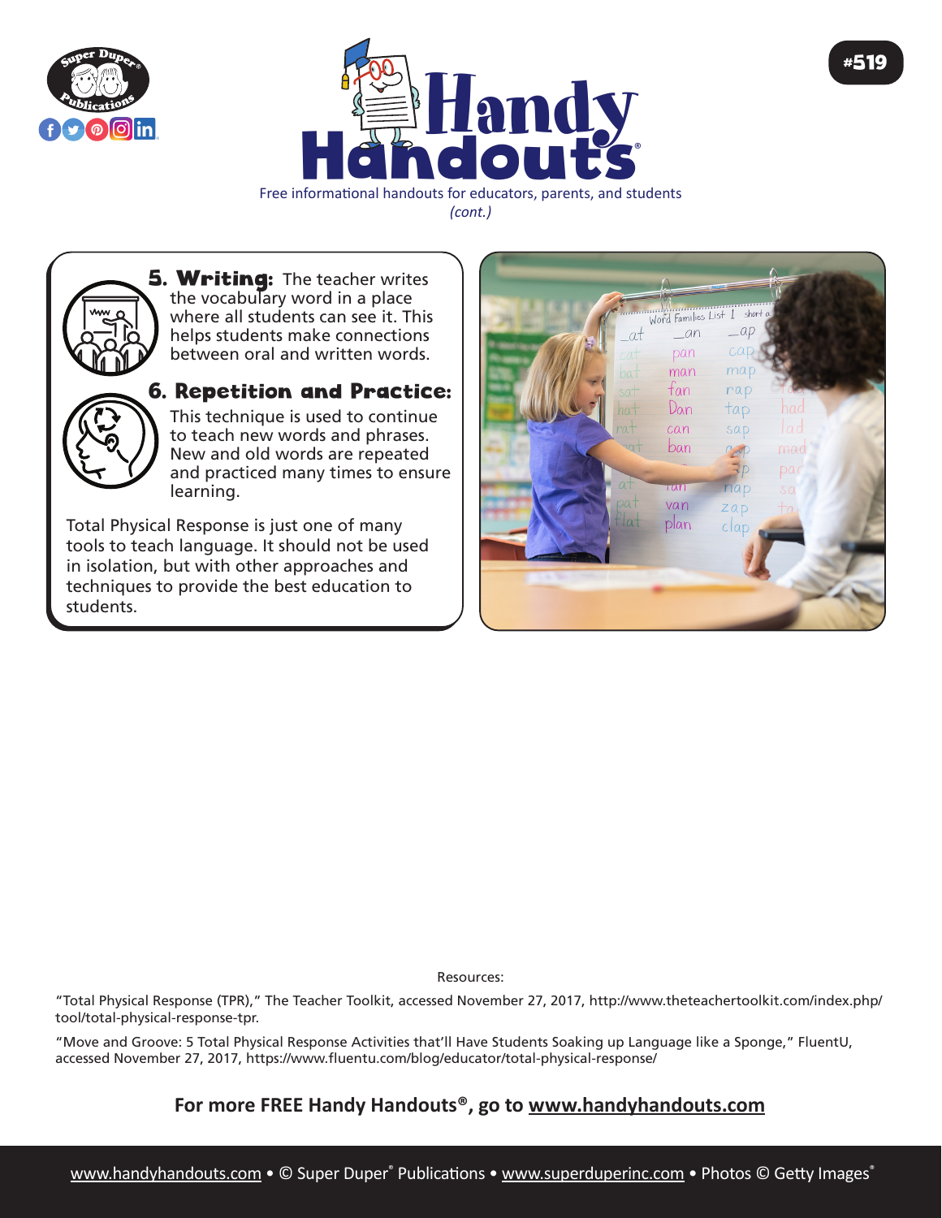*(cont.)*

**5. Writing:** The teacher writes the vocabulary word in a place where all students can see it. This helps students make connections between oral and written words.

**6. Repetition and Practice:** This technique is used to continue to teach new words and phrases. New and old words are repeated and practiced many times to ensure learning.

Total Physical Response is just one of many tools to teach language. It should not be used in isolation, but with other approaches and techniques to provide the best education to students.

Resources:

"Total Physical Response (TPR)," The Teacher Toolkit, accessed November 27, 2017, http://www.theteachertoolkit.com/index.php/tool/total-physical-response-tpr.

"Move and Groove: 5 Total Physical Response Activities that'll Have Students Soaking up Language like a Sponge," FluentU, accessed November 27, 2017, https://www.fluentu.com/blog/educator/total-physical-response/

**For more FREE Handy Handouts®, go to www.handyhandouts.com**